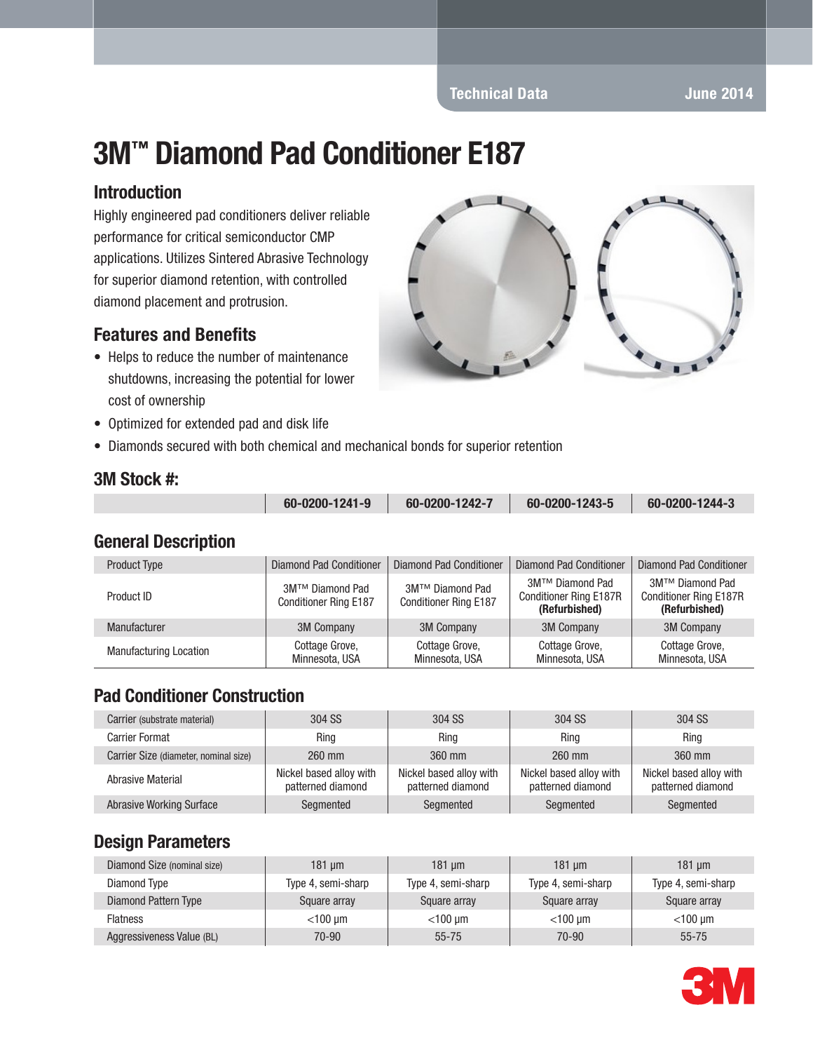# 3M™ Diamond Pad Conditioner E187

## Introduction

Highly engineered pad conditioners deliver reliable performance for critical semiconductor CMP applications. Utilizes Sintered Abrasive Technology for superior diamond retention, with controlled diamond placement and protrusion.

## Features and Benefits

- Helps to reduce the number of maintenance shutdowns, increasing the potential for lower cost of ownership
- Optimized for extended pad and disk life
- Diamonds secured with both chemical and mechanical bonds for superior retention

## 3M Stock #:

| | 60-0200-1241-9 | 60-0200-1242-7 | 60-0200-1243-5 | 60-0200-1244-3 |
|---|---|---|---|---|

## General Description

| | | | | |
|---|---|---|---|---|
| Product Type | Diamond Pad Conditioner | Diamond Pad Conditioner | Diamond Pad Conditioner | Diamond Pad Conditioner |
| Product ID | 3M™ Diamond Pad Conditioner Ring E187 | 3M™ Diamond Pad Conditioner Ring E187 | 3M™ Diamond Pad Conditioner Ring E187R **(Refurbished)** | 3M™ Diamond Pad Conditioner Ring E187R **(Refurbished)** |
| Manufacturer | 3M Company | 3M Company | 3M Company | 3M Company |
| Manufacturing Location | Cottage Grove, Minnesota, USA | Cottage Grove, Minnesota, USA | Cottage Grove, Minnesota, USA | Cottage Grove, Minnesota, USA |

## Pad Conditioner Construction

| | | | | |
|---|---|---|---|---|
| Carrier (substrate material) | 304 SS | 304 SS | 304 SS | 304 SS |
| Carrier Format | Ring | Ring | Ring | Ring |
| Carrier Size (diameter, nominal size) | 260 mm | 360 mm | 260 mm | 360 mm |
| Abrasive Material | Nickel based alloy with patterned diamond | Nickel based alloy with patterned diamond | Nickel based alloy with patterned diamond | Nickel based alloy with patterned diamond |
| Abrasive Working Surface | Segmented | Segmented | Segmented | Segmented |

## Design Parameters

| | | | | |
|---|---|---|---|---|
| Diamond Size (nominal size) | 181 µm | 181 µm | 181 µm | 181 µm |
| Diamond Type | Type 4, semi-sharp | Type 4, semi-sharp | Type 4, semi-sharp | Type 4, semi-sharp |
| Diamond Pattern Type | Square array | Square array | Square array | Square array |
| Flatness | <100 µm | <100 µm | <100 µm | <100 µm |
| Aggressiveness Value (BL) | 70-90 | 55-75 | 70-90 | 55-75 |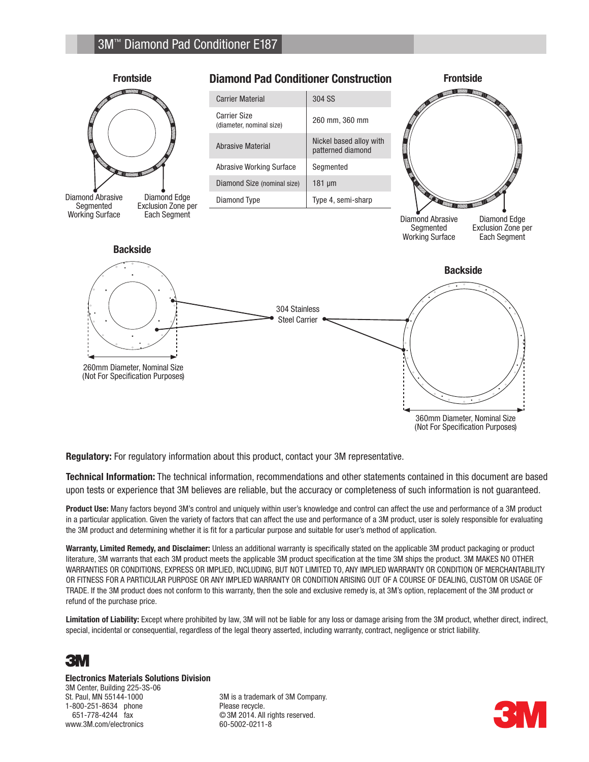# 3M™ Diamond Pad Conditioner E187

## Diamond Pad Conditioner Construction

| | |
|---|---|
| Carrier Material | 304 SS |
| Carrier Size (diameter, nominal size) | 260 mm, 360 mm |
| Abrasive Material | Nickel based alloy with patterned diamond |
| Abrasive Working Surface | Segmented |
| Diamond Size (nominal size) | 181 µm |
| Diamond Type | Type 4, semi-sharp |

**Frontside**

Diamond Abrasive Segmented Working Surface

Diamond Edge Exclusion Zone per Each Segment

**Frontside**

Diamond Abrasive Segmented Working Surface

Diamond Edge Exclusion Zone per Each Segment

**Backside**

304 Stainless Steel Carrier

260mm Diameter, Nominal Size (Not For Specification Purposes)

**Backside**

360mm Diameter, Nominal Size (Not For Specification Purposes)

**Regulatory:** For regulatory information about this product, contact your 3M representative.

**Technical Information:** The technical information, recommendations and other statements contained in this document are based upon tests or experience that 3M believes are reliable, but the accuracy or completeness of such information is not guaranteed.

**Product Use:** Many factors beyond 3M's control and uniquely within user's knowledge and control can affect the use and performance of a 3M product in a particular application. Given the variety of factors that can affect the use and performance of a 3M product, user is solely responsible for evaluating the 3M product and determining whether it is fit for a particular purpose and suitable for user's method of application.

**Warranty, Limited Remedy, and Disclaimer:** Unless an additional warranty is specifically stated on the applicable 3M product packaging or product literature, 3M warrants that each 3M product meets the applicable 3M product specification at the time 3M ships the product. 3M MAKES NO OTHER WARRANTIES OR CONDITIONS, EXPRESS OR IMPLIED, INCLUDING, BUT NOT LIMITED TO, ANY IMPLIED WARRANTY OR CONDITION OF MERCHANTABILITY OR FITNESS FOR A PARTICULAR PURPOSE OR ANY IMPLIED WARRANTY OR CONDITION ARISING OUT OF A COURSE OF DEALING, CUSTOM OR USAGE OF TRADE. If the 3M product does not conform to this warranty, then the sole and exclusive remedy is, at 3M's option, replacement of the 3M product or refund of the purchase price.

**Limitation of Liability:** Except where prohibited by law, 3M will not be liable for any loss or damage arising from the 3M product, whether direct, indirect, special, incidental or consequential, regardless of the legal theory asserted, including warranty, contract, negligence or strict liability.

3M

**Electronics Materials Solutions Division**
3M Center, Building 225-3S-06
St. Paul, MN 55144-1000
1-800-251-8634 phone
651-778-4244 fax
www.3M.com/electronics

3M is a trademark of 3M Company.
Please recycle.
© 3M 2014. All rights reserved.
60-5002-0211-8

3M